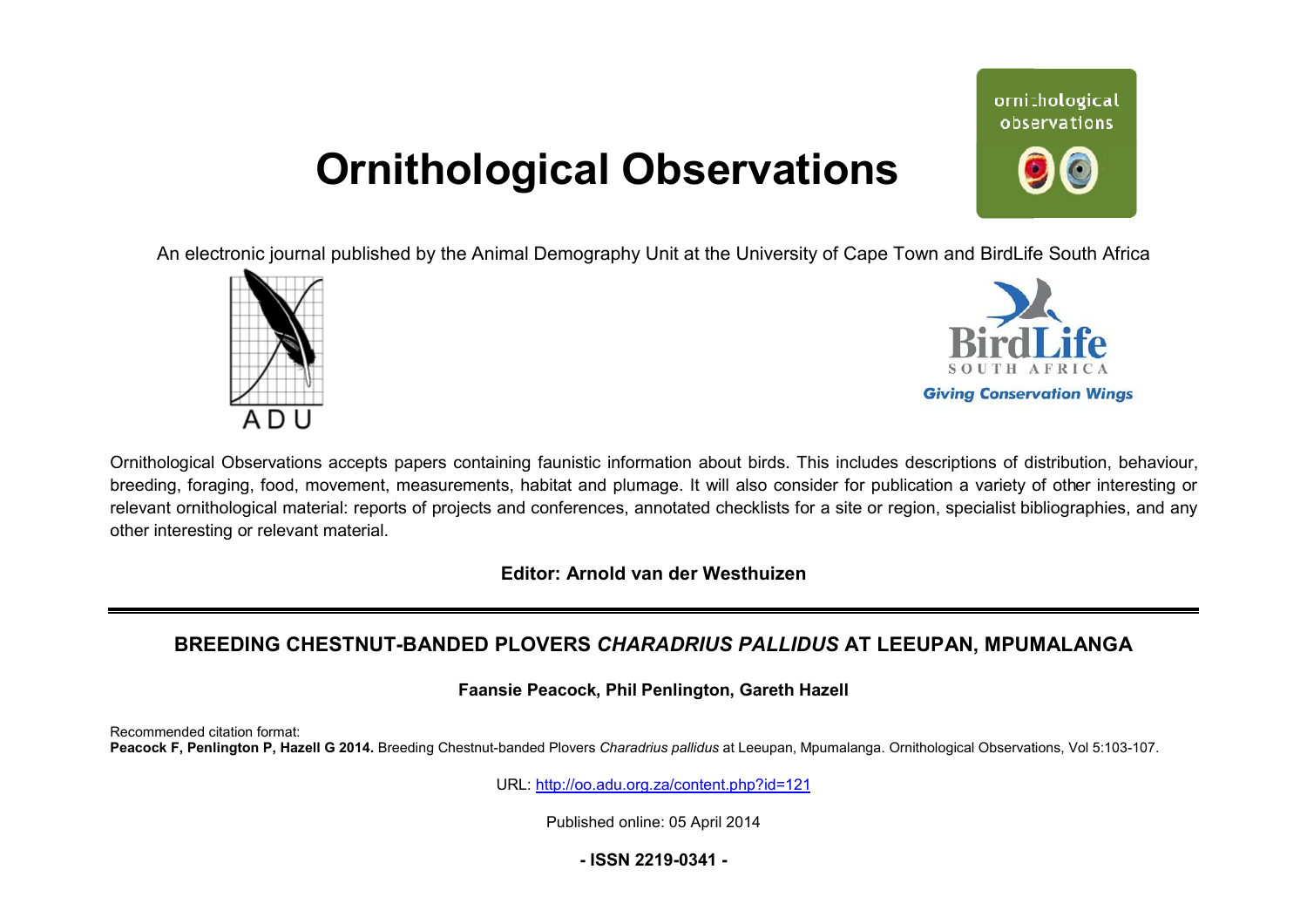# Ornithological Observations

An electronic journal published by the Animal Demography Unit at the University of Cape Town and BirdLife South Africa

Ornithological Observations accepts papers containing faunistic information about birds. This includes descriptions of distribution, behaviour, breeding, foraging, food, movement, measurements, habitat and plumage. It will also consider for publication a variety of other interesting or relevant ornithological material: reports of projects and conferences, annotated checklists for a site or region, specialist bibliographies, and any other interesting or relevant material.

**Editor: Arnold van der Westhuizen**

---

## BREEDING CHESTNUT-BANDED PLOVERS *CHARADRIUS PALLIDUS* AT LEEUPAN, MPUMALANGA

**Faansie Peacock, Phil Penlington, Gareth Hazell**

Recommended citation format:
**Peacock F, Penlington P, Hazell G 2014.** Breeding Chestnut-banded Plovers *Charadrius pallidus* at Leeupan, Mpumalanga. Ornithological Observations, Vol 5:103-107.

URL: http://oo.adu.org.za/content.php?id=121

Published online: 05 April 2014

**- ISSN 2219-0341 -**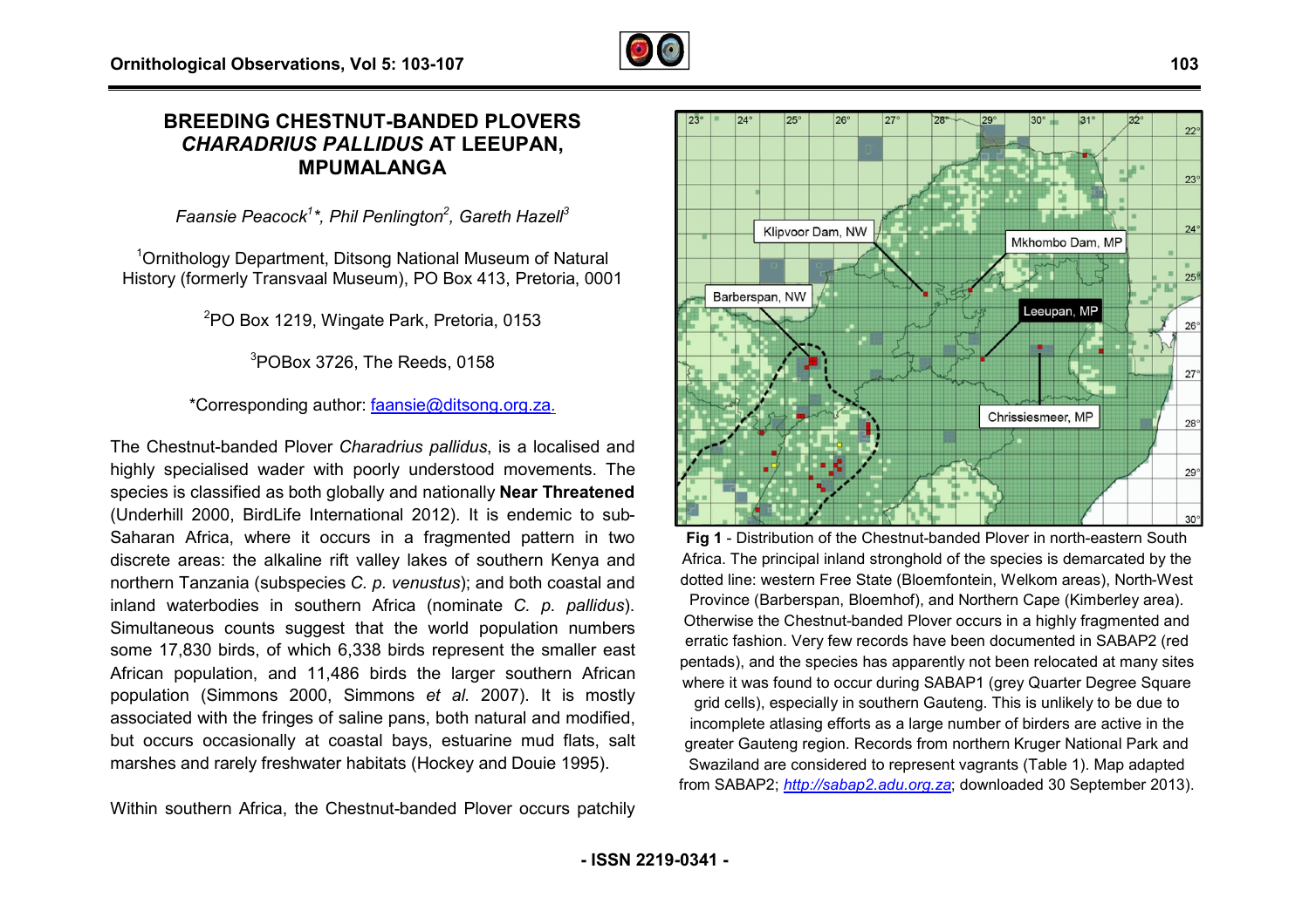# BREEDING CHESTNUT-BANDED PLOVERS *CHARADRIUS PALLIDUS* AT LEEUPAN, MPUMALANGA

*Faansie Peacock[1]\*, Phil Penlington[2], Gareth Hazell[3]*

[1]Ornithology Department, Ditsong National Museum of Natural History (formerly Transvaal Museum), PO Box 413, Pretoria, 0001

[2]PO Box 1219, Wingate Park, Pretoria, 0153

[3]POBox 3726, The Reeds, 0158

*Corresponding author: faansie@ditsong.org.za.

The Chestnut-banded Plover *Charadrius pallidus*, is a localised and highly specialised wader with poorly understood movements. The species is classified as both globally and nationally **Near Threatened** (Underhill 2000, BirdLife International 2012). It is endemic to sub-Saharan Africa, where it occurs in a fragmented pattern in two discrete areas: the alkaline rift valley lakes of southern Kenya and northern Tanzania (subspecies *C. p. venustus*); and both coastal and inland waterbodies in southern Africa (nominate *C. p. pallidus*). Simultaneous counts suggest that the world population numbers some 17,830 birds, of which 6,338 birds represent the smaller east African population, and 11,486 birds the larger southern African population (Simmons 2000, Simmons *et al.* 2007). It is mostly associated with the fringes of saline pans, both natural and modified, but occurs occasionally at coastal bays, estuarine mud flats, salt marshes and rarely freshwater habitats (Hockey and Douie 1995).

Within southern Africa, the Chestnut-banded Plover occurs patchily

**Fig 1** - Distribution of the Chestnut-banded Plover in north-eastern South Africa. The principal inland stronghold of the species is demarcated by the dotted line: western Free State (Bloemfontein, Welkom areas), North-West Province (Barberspan, Bloemhof), and Northern Cape (Kimberley area). Otherwise the Chestnut-banded Plover occurs in a highly fragmented and erratic fashion. Very few records have been documented in SABAP2 (red pentads), and the species has apparently not been relocated at many sites where it was found to occur during SABAP1 (grey Quarter Degree Square grid cells), especially in southern Gauteng. This is unlikely to be due to incomplete atlasing efforts as a large number of birders are active in the greater Gauteng region. Records from northern Kruger National Park and Swaziland are considered to represent vagrants (Table 1). Map adapted from SABAP2; http://sabap2.adu.org.za; downloaded 30 September 2013).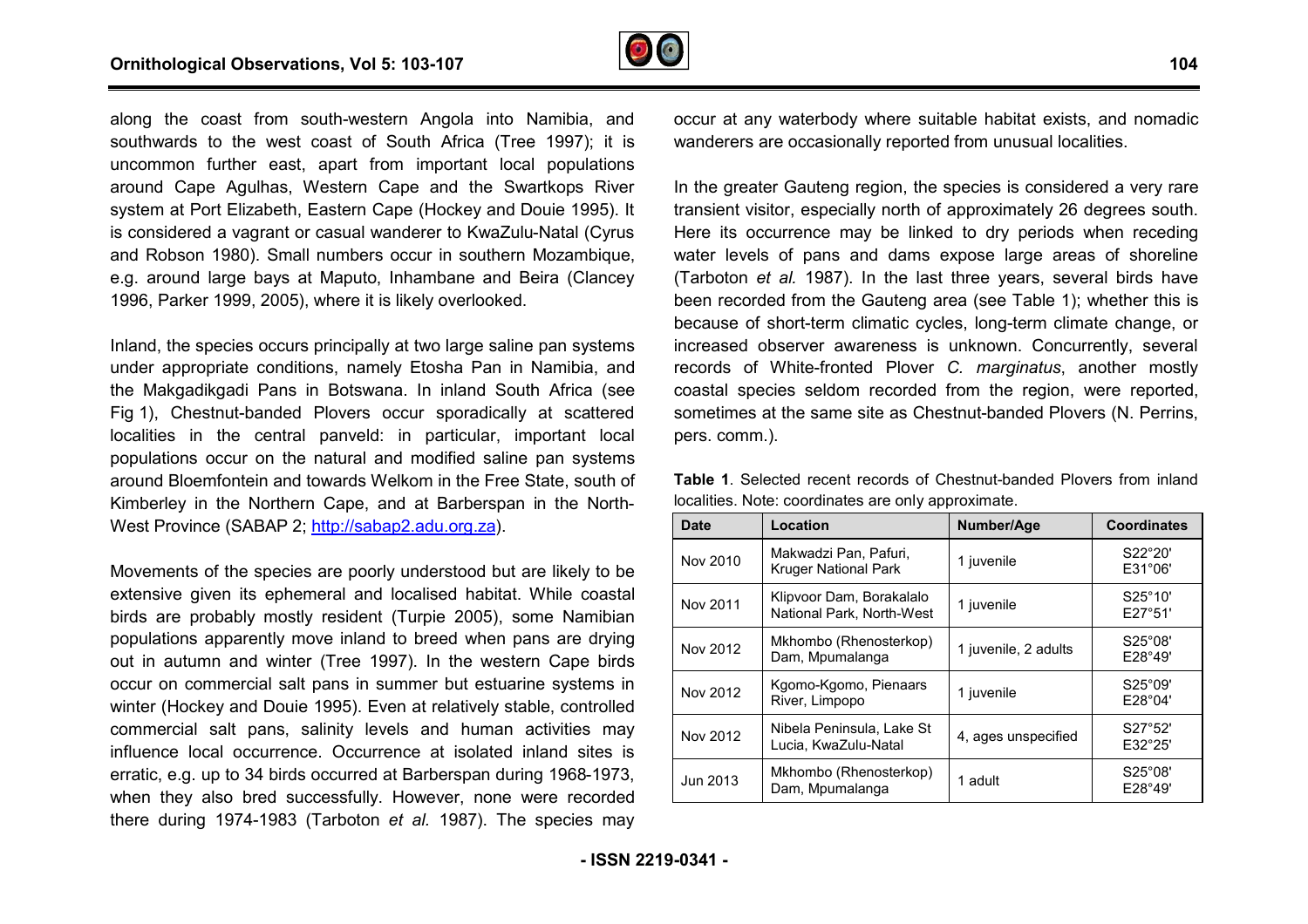along the coast from south-western Angola into Namibia, and southwards to the west coast of South Africa (Tree 1997); it is uncommon further east, apart from important local populations around Cape Agulhas, Western Cape and the Swartkops River system at Port Elizabeth, Eastern Cape (Hockey and Douie 1995). It is considered a vagrant or casual wanderer to KwaZulu-Natal (Cyrus and Robson 1980). Small numbers occur in southern Mozambique, e.g. around large bays at Maputo, Inhambane and Beira (Clancey 1996, Parker 1999, 2005), where it is likely overlooked.

Inland, the species occurs principally at two large saline pan systems under appropriate conditions, namely Etosha Pan in Namibia, and the Makgadikgadi Pans in Botswana. In inland South Africa (see Fig 1), Chestnut-banded Plovers occur sporadically at scattered localities in the central panveld: in particular, important local populations occur on the natural and modified saline pan systems around Bloemfontein and towards Welkom in the Free State, south of Kimberley in the Northern Cape, and at Barberspan in the North-West Province (SABAP 2; http://sabap2.adu.org.za).

Movements of the species are poorly understood but are likely to be extensive given its ephemeral and localised habitat. While coastal birds are probably mostly resident (Turpie 2005), some Namibian populations apparently move inland to breed when pans are drying out in autumn and winter (Tree 1997). In the western Cape birds occur on commercial salt pans in summer but estuarine systems in winter (Hockey and Douie 1995). Even at relatively stable, controlled commercial salt pans, salinity levels and human activities may influence local occurrence. Occurrence at isolated inland sites is erratic, e.g. up to 34 birds occurred at Barberspan during 1968-1973, when they also bred successfully. However, none were recorded there during 1974-1983 (Tarboton *et al.* 1987). The species may occur at any waterbody where suitable habitat exists, and nomadic wanderers are occasionally reported from unusual localities.

In the greater Gauteng region, the species is considered a very rare transient visitor, especially north of approximately 26 degrees south. Here its occurrence may be linked to dry periods when receding water levels of pans and dams expose large areas of shoreline (Tarboton *et al.* 1987). In the last three years, several birds have been recorded from the Gauteng area (see Table 1); whether this is because of short-term climatic cycles, long-term climate change, or increased observer awareness is unknown. Concurrently, several records of White-fronted Plover *C. marginatus*, another mostly coastal species seldom recorded from the region, were reported, sometimes at the same site as Chestnut-banded Plovers (N. Perrins, pers. comm.).

**Table 1**. Selected recent records of Chestnut-banded Plovers from inland localities. Note: coordinates are only approximate.

| Date | Location | Number/Age | Coordinates |
|---|---|---|---|
| Nov 2010 | Makwadzi Pan, Pafuri, Kruger National Park | 1 juvenile | S22°20' E31°06' |
| Nov 2011 | Klipvoor Dam, Borakalalo National Park, North-West | 1 juvenile | S25°10' E27°51' |
| Nov 2012 | Mkhombo (Rhenosterkop) Dam, Mpumalanga | 1 juvenile, 2 adults | S25°08' E28°49' |
| Nov 2012 | Kgomo-Kgomo, Pienaars River, Limpopo | 1 juvenile | S25°09' E28°04' |
| Nov 2012 | Nibela Peninsula, Lake St Lucia, KwaZulu-Natal | 4, ages unspecified | S27°52' E32°25' |
| Jun 2013 | Mkhombo (Rhenosterkop) Dam, Mpumalanga | 1 adult | S25°08' E28°49' |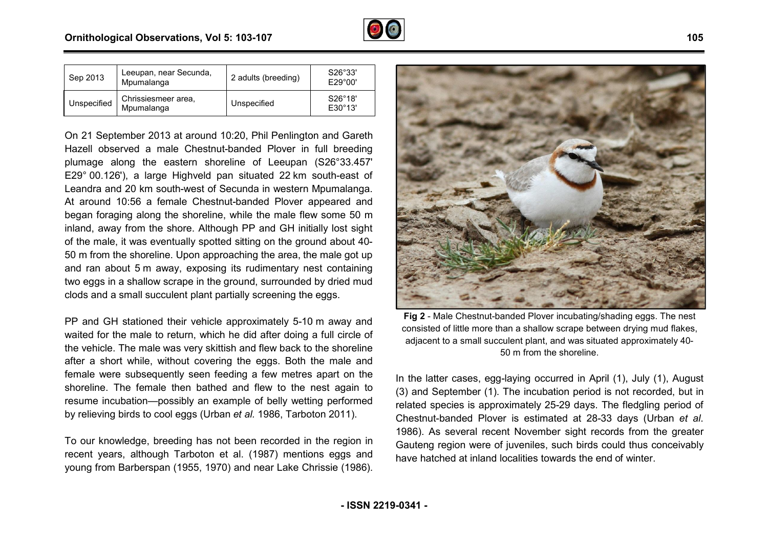| Sep 2013 | Leeupan, near Secunda, Mpumalanga | 2 adults (breeding) | S26°33' E29°00' |
|---|---|---|---|
| Unspecified | Chrissiesmeer area, Mpumalanga | Unspecified | S26°18' E30°13' |

On 21 September 2013 at around 10:20, Phil Penlington and Gareth Hazell observed a male Chestnut-banded Plover in full breeding plumage along the eastern shoreline of Leeupan (S26°33.457' E29° 00.126'), a large Highveld pan situated 22 km south-east of Leandra and 20 km south-west of Secunda in western Mpumalanga. At around 10:56 a female Chestnut-banded Plover appeared and began foraging along the shoreline, while the male flew some 50 m inland, away from the shore. Although PP and GH initially lost sight of the male, it was eventually spotted sitting on the ground about 40-50 m from the shoreline. Upon approaching the area, the male got up and ran about 5 m away, exposing its rudimentary nest containing two eggs in a shallow scrape in the ground, surrounded by dried mud clods and a small succulent plant partially screening the eggs.

PP and GH stationed their vehicle approximately 5-10 m away and waited for the male to return, which he did after doing a full circle of the vehicle. The male was very skittish and flew back to the shoreline after a short while, without covering the eggs. Both the male and female were subsequently seen feeding a few metres apart on the shoreline. The female then bathed and flew to the nest again to resume incubation—possibly an example of belly wetting performed by relieving birds to cool eggs (Urban *et al.* 1986, Tarboton 2011).

To our knowledge, breeding has not been recorded in the region in recent years, although Tarboton et al. (1987) mentions eggs and young from Barberspan (1955, 1970) and near Lake Chrissie (1986).

**Fig 2** - Male Chestnut-banded Plover incubating/shading eggs. The nest consisted of little more than a shallow scrape between drying mud flakes, adjacent to a small succulent plant, and was situated approximately 40-50 m from the shoreline.

In the latter cases, egg-laying occurred in April (1), July (1), August (3) and September (1). The incubation period is not recorded, but in related species is approximately 25-29 days. The fledgling period of Chestnut-banded Plover is estimated at 28-33 days (Urban *et al.* 1986). As several recent November sight records from the greater Gauteng region were of juveniles, such birds could thus conceivably have hatched at inland localities towards the end of winter.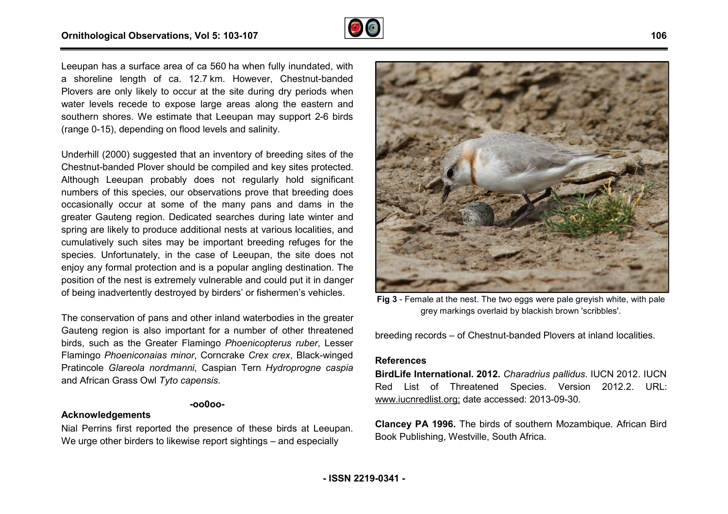Leeupan has a surface area of ca 560 ha when fully inundated, with a shoreline length of ca. 12.7 km. However, Chestnut-banded Plovers are only likely to occur at the site during dry periods when water levels recede to expose large areas along the eastern and southern shores. We estimate that Leeupan may support 2-6 birds (range 0-15), depending on flood levels and salinity.

Underhill (2000) suggested that an inventory of breeding sites of the Chestnut-banded Plover should be compiled and key sites protected. Although Leeupan probably does not regularly hold significant numbers of this species, our observations prove that breeding does occasionally occur at some of the many pans and dams in the greater Gauteng region. Dedicated searches during late winter and spring are likely to produce additional nests at various localities, and cumulatively such sites may be important breeding refuges for the species. Unfortunately, in the case of Leeupan, the site does not enjoy any formal protection and is a popular angling destination. The position of the nest is extremely vulnerable and could put it in danger of being inadvertently destroyed by birders' or fishermen's vehicles.

The conservation of pans and other inland waterbodies in the greater Gauteng region is also important for a number of other threatened birds, such as the Greater Flamingo *Phoenicopterus ruber*, Lesser Flamingo *Phoeniconaias minor*, Corncrake *Crex crex*, Black-winged Pratincole *Glareola nordmanni*, Caspian Tern *Hydroprogne caspia* and African Grass Owl *Tyto capensis*.

-oo0oo-

## Acknowledgements

Nial Perrins first reported the presence of these birds at Leeupan. We urge other birders to likewise report sightings – and especially breeding records – of Chestnut-banded Plovers at inland localities.

**Fig 3** - Female at the nest. The two eggs were pale greyish white, with pale grey markings overlaid by blackish brown 'scribbles'.

## References

**BirdLife International. 2012.** *Charadrius pallidus*. IUCN 2012. IUCN Red List of Threatened Species. Version 2012.2. URL: www.iucnredlist.org; date accessed: 2013-09-30.

**Clancey PA 1996.** The birds of southern Mozambique. African Bird Book Publishing, Westville, South Africa.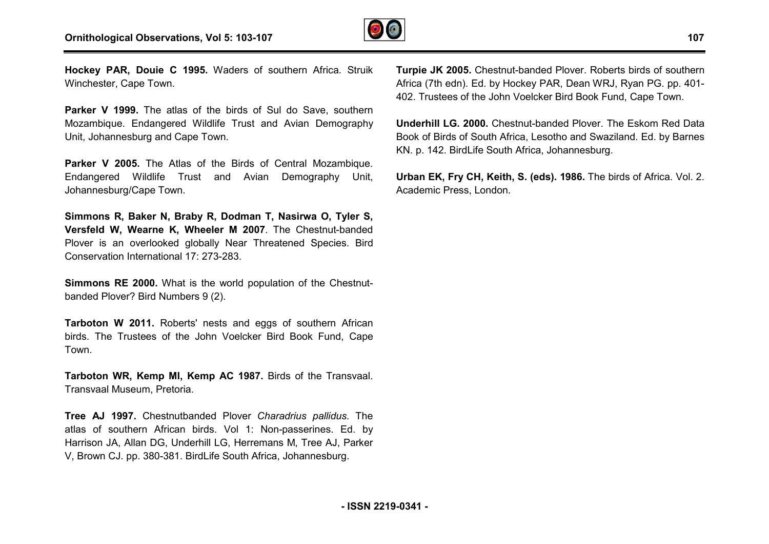**Hockey PAR, Douie C 1995.** Waders of southern Africa. Struik Winchester, Cape Town.

**Parker V 1999.** The atlas of the birds of Sul do Save, southern Mozambique. Endangered Wildlife Trust and Avian Demography Unit, Johannesburg and Cape Town.

**Parker V 2005.** The Atlas of the Birds of Central Mozambique. Endangered Wildlife Trust and Avian Demography Unit, Johannesburg/Cape Town.

**Simmons R, Baker N, Braby R, Dodman T, Nasirwa O, Tyler S, Versfeld W, Wearne K, Wheeler M 2007**. The Chestnut-banded Plover is an overlooked globally Near Threatened Species. Bird Conservation International 17: 273-283.

**Simmons RE 2000.** What is the world population of the Chestnut-banded Plover? Bird Numbers 9 (2).

**Tarboton W 2011.** Roberts' nests and eggs of southern African birds. The Trustees of the John Voelcker Bird Book Fund, Cape Town.

**Tarboton WR, Kemp MI, Kemp AC 1987.** Birds of the Transvaal. Transvaal Museum, Pretoria.

**Tree AJ 1997.** Chestnutbanded Plover *Charadrius pallidus*. The atlas of southern African birds. Vol 1: Non-passerines. Ed. by Harrison JA, Allan DG, Underhill LG, Herremans M, Tree AJ, Parker V, Brown CJ. pp. 380-381. BirdLife South Africa, Johannesburg.

**Turpie JK 2005.** Chestnut-banded Plover. Roberts birds of southern Africa (7th edn). Ed. by Hockey PAR, Dean WRJ, Ryan PG. pp. 401-402. Trustees of the John Voelcker Bird Book Fund, Cape Town.

**Underhill LG. 2000.** Chestnut-banded Plover. The Eskom Red Data Book of Birds of South Africa, Lesotho and Swaziland. Ed. by Barnes KN. p. 142. BirdLife South Africa, Johannesburg.

**Urban EK, Fry CH, Keith, S. (eds). 1986.** The birds of Africa. Vol. 2. Academic Press, London.